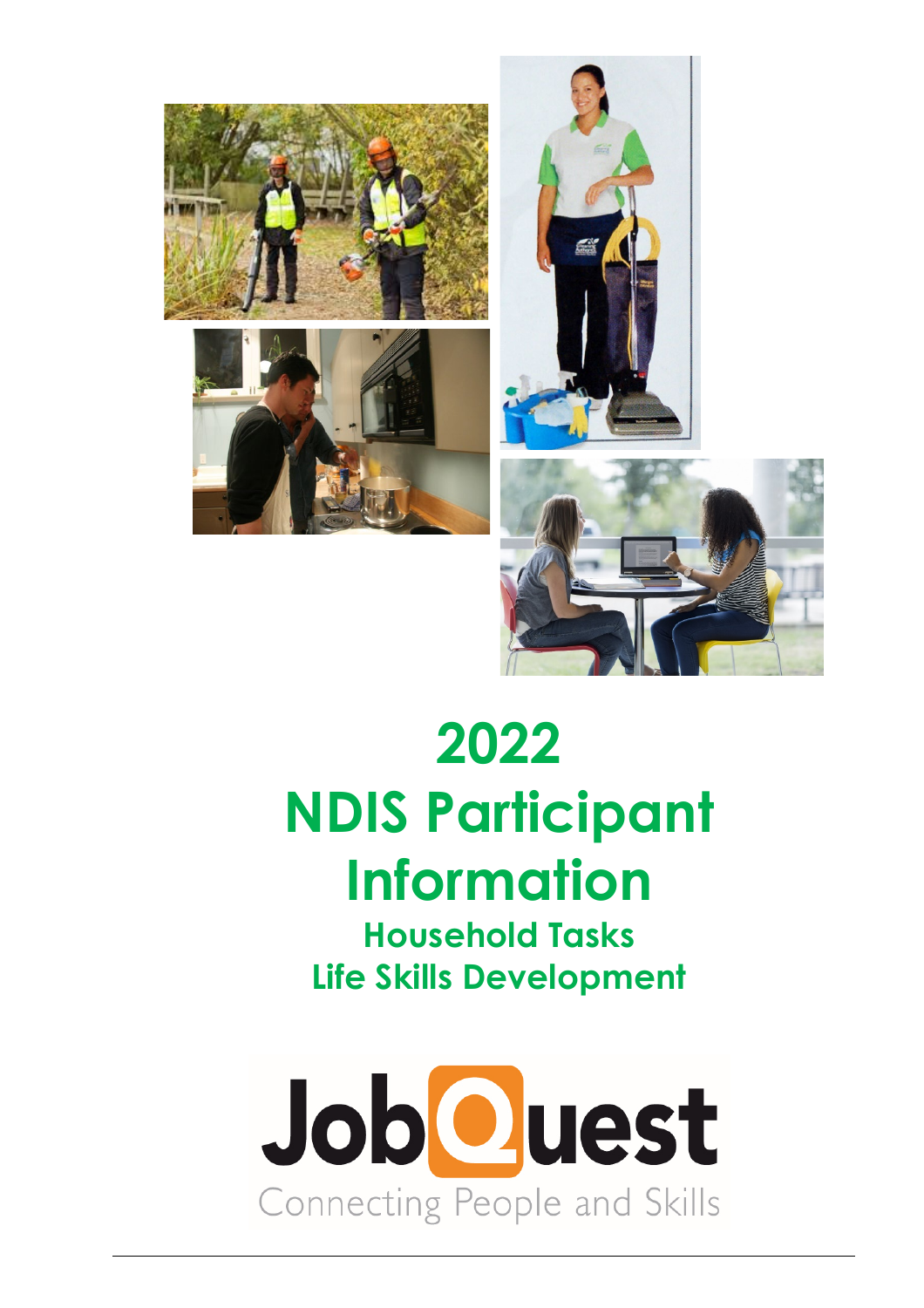# 2022 NDIS Participant Information

## Household Tasks
## Life Skills Development

JobQuest

Connecting People and Skills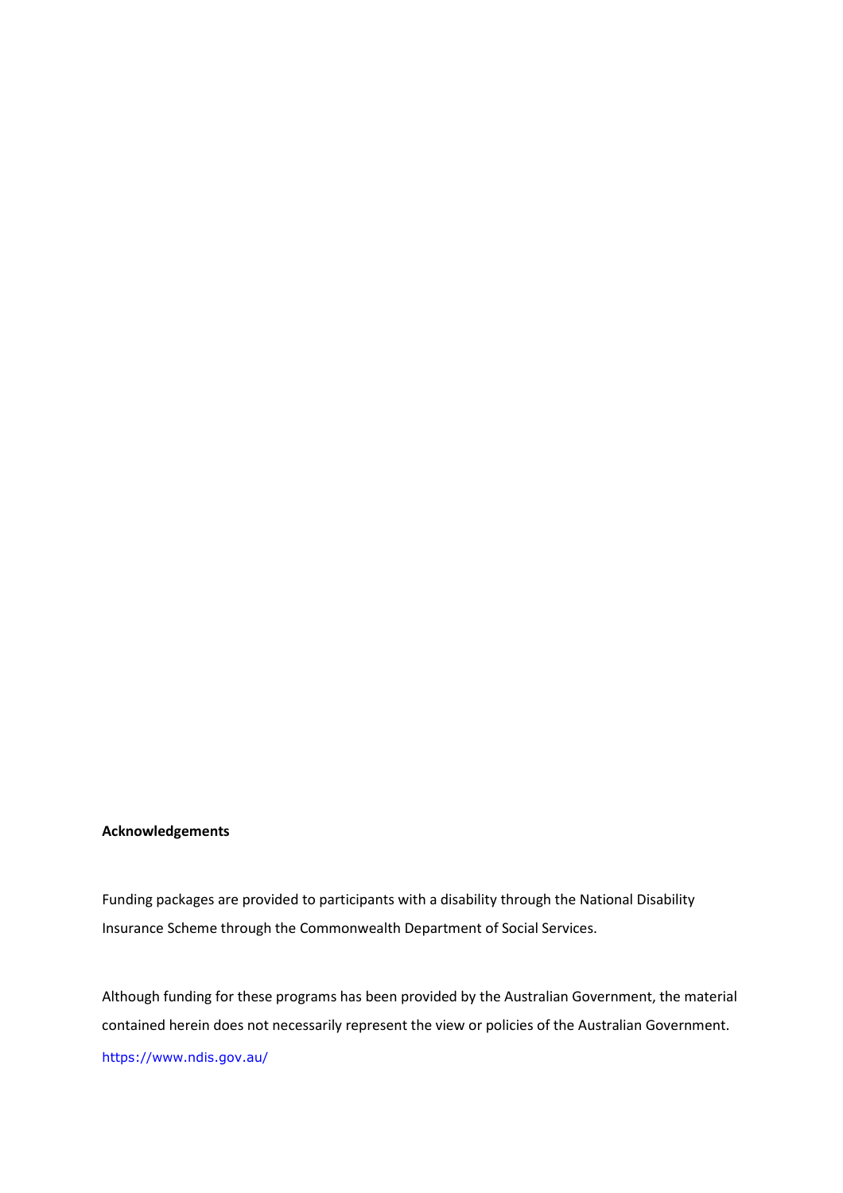**Acknowledgements**

Funding packages are provided to participants with a disability through the National Disability Insurance Scheme through the Commonwealth Department of Social Services.

Although funding for these programs has been provided by the Australian Government, the material contained herein does not necessarily represent the view or policies of the Australian Government.

https://www.ndis.gov.au/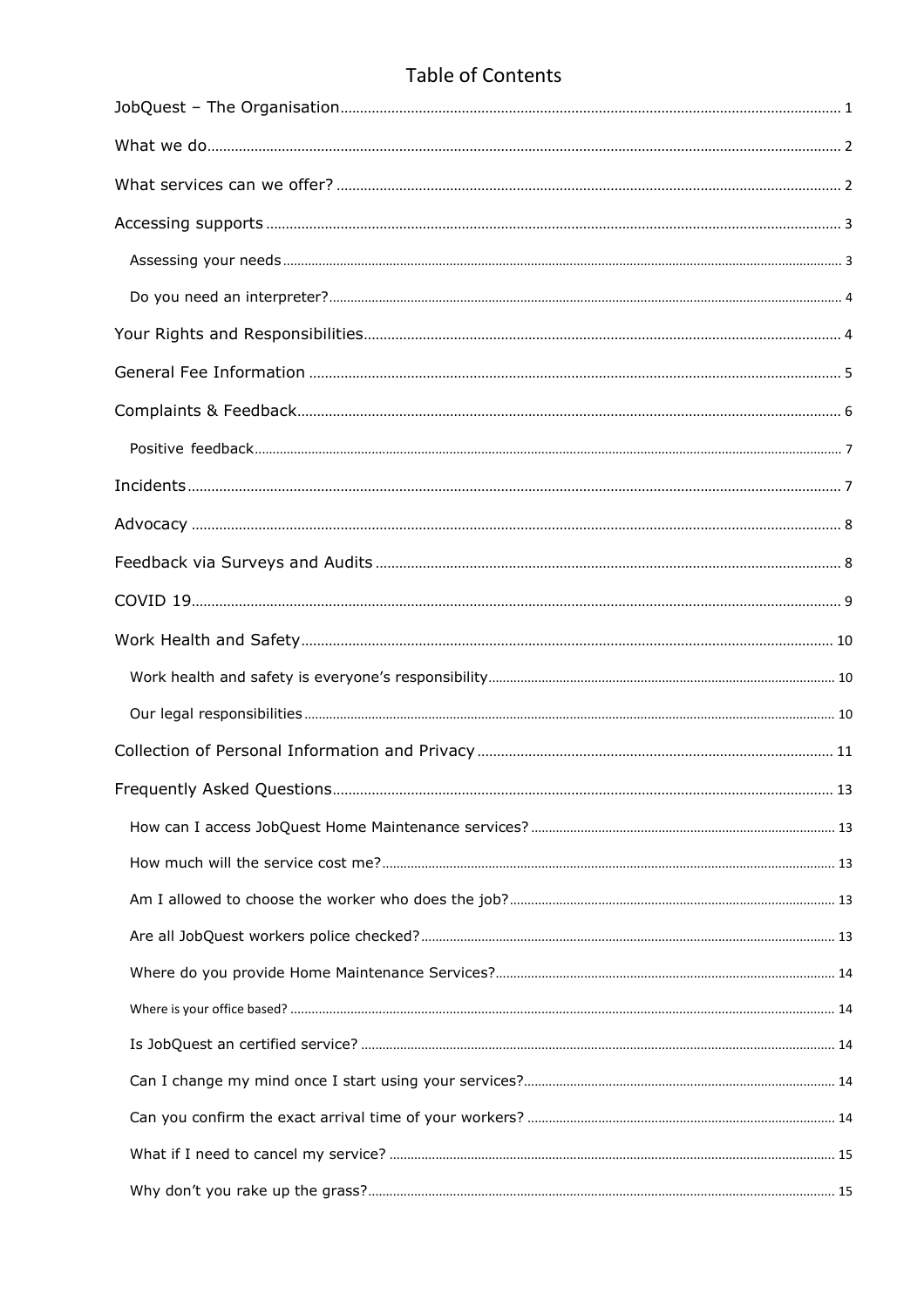# Table of Contents

- JobQuest – The Organisation ..... 1
- What we do ..... 2
- What services can we offer? ..... 2
- Accessing supports ..... 3
  - Assessing your needs ..... 3
  - Do you need an interpreter? ..... 4
- Your Rights and Responsibilities ..... 4
- General Fee Information ..... 5
- Complaints & Feedback ..... 6
  - Positive feedback ..... 7
- Incidents ..... 7
- Advocacy ..... 8
- Feedback via Surveys and Audits ..... 8
- COVID 19 ..... 9
- Work Health and Safety ..... 10
  - Work health and safety is everyone's responsibility ..... 10
  - Our legal responsibilities ..... 10
- Collection of Personal Information and Privacy ..... 11
- Frequently Asked Questions ..... 13
  - How can I access JobQuest Home Maintenance services? ..... 13
  - How much will the service cost me? ..... 13
  - Am I allowed to choose the worker who does the job? ..... 13
  - Are all JobQuest workers police checked? ..... 13
  - Where do you provide Home Maintenance Services? ..... 14
  - Where is your office based? ..... 14
  - Is JobQuest an certified service? ..... 14
  - Can I change my mind once I start using your services? ..... 14
  - Can you confirm the exact arrival time of your workers? ..... 14
  - What if I need to cancel my service? ..... 15
  - Why don't you rake up the grass? ..... 15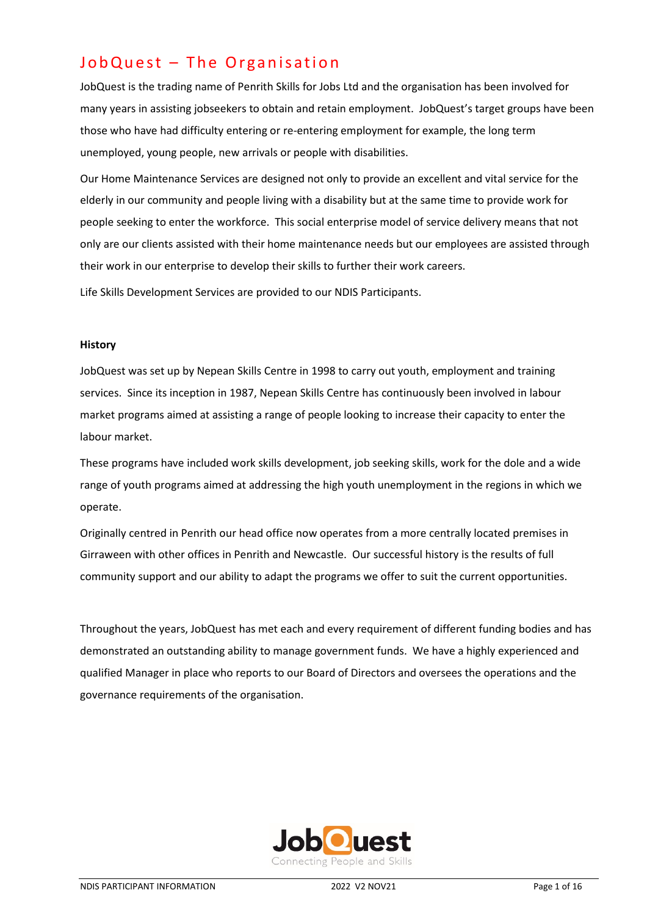# JobQuest – The Organisation

JobQuest is the trading name of Penrith Skills for Jobs Ltd and the organisation has been involved for many years in assisting jobseekers to obtain and retain employment. JobQuest's target groups have been those who have had difficulty entering or re-entering employment for example, the long term unemployed, young people, new arrivals or people with disabilities.

Our Home Maintenance Services are designed not only to provide an excellent and vital service for the elderly in our community and people living with a disability but at the same time to provide work for people seeking to enter the workforce. This social enterprise model of service delivery means that not only are our clients assisted with their home maintenance needs but our employees are assisted through their work in our enterprise to develop their skills to further their work careers.

Life Skills Development Services are provided to our NDIS Participants.

**History**

JobQuest was set up by Nepean Skills Centre in 1998 to carry out youth, employment and training services. Since its inception in 1987, Nepean Skills Centre has continuously been involved in labour market programs aimed at assisting a range of people looking to increase their capacity to enter the labour market.

These programs have included work skills development, job seeking skills, work for the dole and a wide range of youth programs aimed at addressing the high youth unemployment in the regions in which we operate.

Originally centred in Penrith our head office now operates from a more centrally located premises in Girraween with other offices in Penrith and Newcastle. Our successful history is the results of full community support and our ability to adapt the programs we offer to suit the current opportunities.

Throughout the years, JobQuest has met each and every requirement of different funding bodies and has demonstrated an outstanding ability to manage government funds. We have a highly experienced and qualified Manager in place who reports to our Board of Directors and oversees the operations and the governance requirements of the organisation.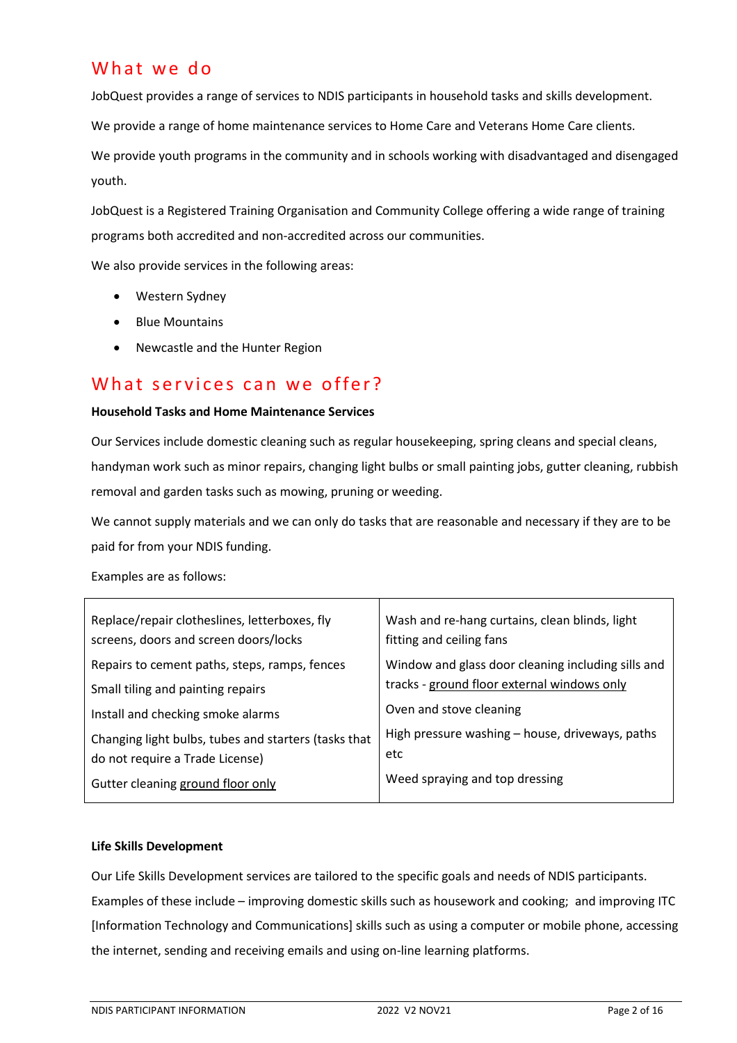# What we do

JobQuest provides a range of services to NDIS participants in household tasks and skills development.

We provide a range of home maintenance services to Home Care and Veterans Home Care clients.

We provide youth programs in the community and in schools working with disadvantaged and disengaged youth.

JobQuest is a Registered Training Organisation and Community College offering a wide range of training programs both accredited and non-accredited across our communities.

We also provide services in the following areas:

- Western Sydney
- Blue Mountains
- Newcastle and the Hunter Region

# What services can we offer?

**Household Tasks and Home Maintenance Services**

Our Services include domestic cleaning such as regular housekeeping, spring cleans and special cleans, handyman work such as minor repairs, changing light bulbs or small painting jobs, gutter cleaning, rubbish removal and garden tasks such as mowing, pruning or weeding.

We cannot supply materials and we can only do tasks that are reasonable and necessary if they are to be paid for from your NDIS funding.

Examples are as follows:

| | |
|---|---|
| Replace/repair clotheslines, letterboxes, fly screens, doors and screen doors/locks | Wash and re-hang curtains, clean blinds, light fitting and ceiling fans |
| Repairs to cement paths, steps, ramps, fences | Window and glass door cleaning including sills and tracks - <u>ground floor external windows only</u> |
| Small tiling and painting repairs | Oven and stove cleaning |
| Install and checking smoke alarms | High pressure washing – house, driveways, paths etc |
| Changing light bulbs, tubes and starters (tasks that do not require a Trade License) | Weed spraying and top dressing |
| Gutter cleaning <u>ground floor only</u> | |

**Life Skills Development**

Our Life Skills Development services are tailored to the specific goals and needs of NDIS participants. Examples of these include – improving domestic skills such as housework and cooking; and improving ITC [Information Technology and Communications] skills such as using a computer or mobile phone, accessing the internet, sending and receiving emails and using on-line learning platforms.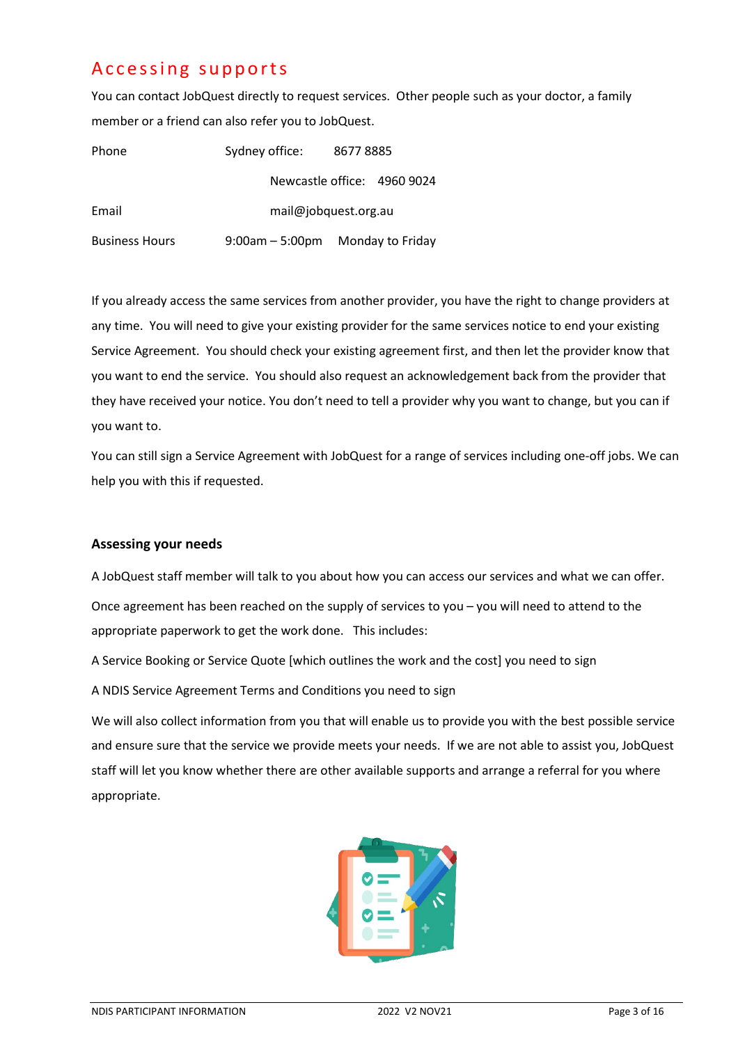## Accessing supports

You can contact JobQuest directly to request services. Other people such as your doctor, a family member or a friend can also refer you to JobQuest.

| | | |
|---|---|---|
| Phone | Sydney office: | 8677 8885 |
| | Newcastle office: | 4960 9024 |
| Email | mail@jobquest.org.au | |
| Business Hours | 9:00am – 5:00pm | Monday to Friday |

If you already access the same services from another provider, you have the right to change providers at any time. You will need to give your existing provider for the same services notice to end your existing Service Agreement. You should check your existing agreement first, and then let the provider know that you want to end the service. You should also request an acknowledgement back from the provider that they have received your notice. You don't need to tell a provider why you want to change, but you can if you want to.

You can still sign a Service Agreement with JobQuest for a range of services including one-off jobs. We can help you with this if requested.

### Assessing your needs

A JobQuest staff member will talk to you about how you can access our services and what we can offer.

Once agreement has been reached on the supply of services to you – you will need to attend to the appropriate paperwork to get the work done. This includes:

A Service Booking or Service Quote [which outlines the work and the cost] you need to sign

A NDIS Service Agreement Terms and Conditions you need to sign

We will also collect information from you that will enable us to provide you with the best possible service and ensure sure that the service we provide meets your needs. If we are not able to assist you, JobQuest staff will let you know whether there are other available supports and arrange a referral for you where appropriate.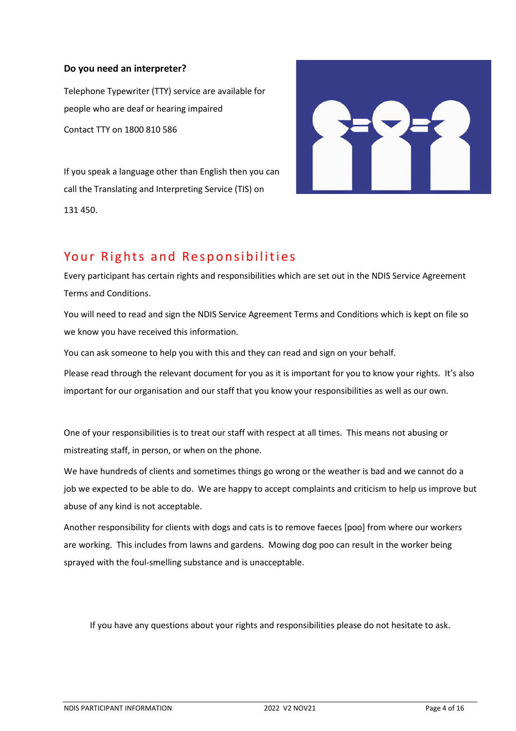**Do you need an interpreter?**

Telephone Typewriter (TTY) service are available for people who are deaf or hearing impaired

Contact TTY on 1800 810 586

If you speak a language other than English then you can call the Translating and Interpreting Service (TIS) on 131 450.

## Your Rights and Responsibilities

Every participant has certain rights and responsibilities which are set out in the NDIS Service Agreement Terms and Conditions.

You will need to read and sign the NDIS Service Agreement Terms and Conditions which is kept on file so we know you have received this information.

You can ask someone to help you with this and they can read and sign on your behalf.

Please read through the relevant document for you as it is important for you to know your rights. It's also important for our organisation and our staff that you know your responsibilities as well as our own.

One of your responsibilities is to treat our staff with respect at all times. This means not abusing or mistreating staff, in person, or when on the phone.

We have hundreds of clients and sometimes things go wrong or the weather is bad and we cannot do a job we expected to be able to do. We are happy to accept complaints and criticism to help us improve but abuse of any kind is not acceptable.

Another responsibility for clients with dogs and cats is to remove faeces [poo] from where our workers are working. This includes from lawns and gardens. Mowing dog poo can result in the worker being sprayed with the foul-smelling substance and is unacceptable.

If you have any questions about your rights and responsibilities please do not hesitate to ask.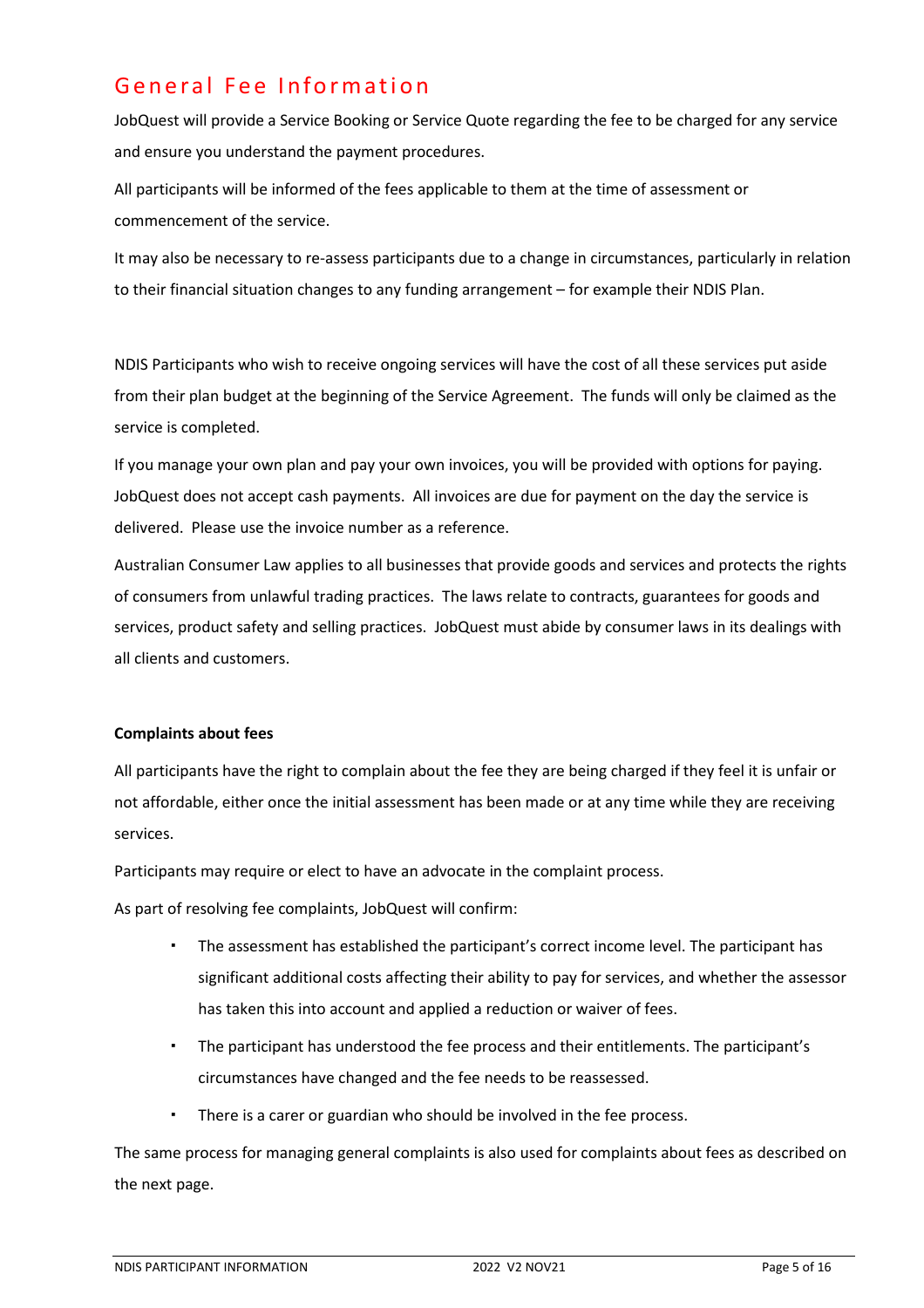# General Fee Information

JobQuest will provide a Service Booking or Service Quote regarding the fee to be charged for any service and ensure you understand the payment procedures.

All participants will be informed of the fees applicable to them at the time of assessment or commencement of the service.

It may also be necessary to re-assess participants due to a change in circumstances, particularly in relation to their financial situation changes to any funding arrangement – for example their NDIS Plan.

NDIS Participants who wish to receive ongoing services will have the cost of all these services put aside from their plan budget at the beginning of the Service Agreement. The funds will only be claimed as the service is completed.

If you manage your own plan and pay your own invoices, you will be provided with options for paying. JobQuest does not accept cash payments. All invoices are due for payment on the day the service is delivered. Please use the invoice number as a reference.

Australian Consumer Law applies to all businesses that provide goods and services and protects the rights of consumers from unlawful trading practices. The laws relate to contracts, guarantees for goods and services, product safety and selling practices. JobQuest must abide by consumer laws in its dealings with all clients and customers.

**Complaints about fees**

All participants have the right to complain about the fee they are being charged if they feel it is unfair or not affordable, either once the initial assessment has been made or at any time while they are receiving services.

Participants may require or elect to have an advocate in the complaint process.

As part of resolving fee complaints, JobQuest will confirm:

- The assessment has established the participant's correct income level. The participant has significant additional costs affecting their ability to pay for services, and whether the assessor has taken this into account and applied a reduction or waiver of fees.
- The participant has understood the fee process and their entitlements. The participant's circumstances have changed and the fee needs to be reassessed.
- There is a carer or guardian who should be involved in the fee process.

The same process for managing general complaints is also used for complaints about fees as described on the next page.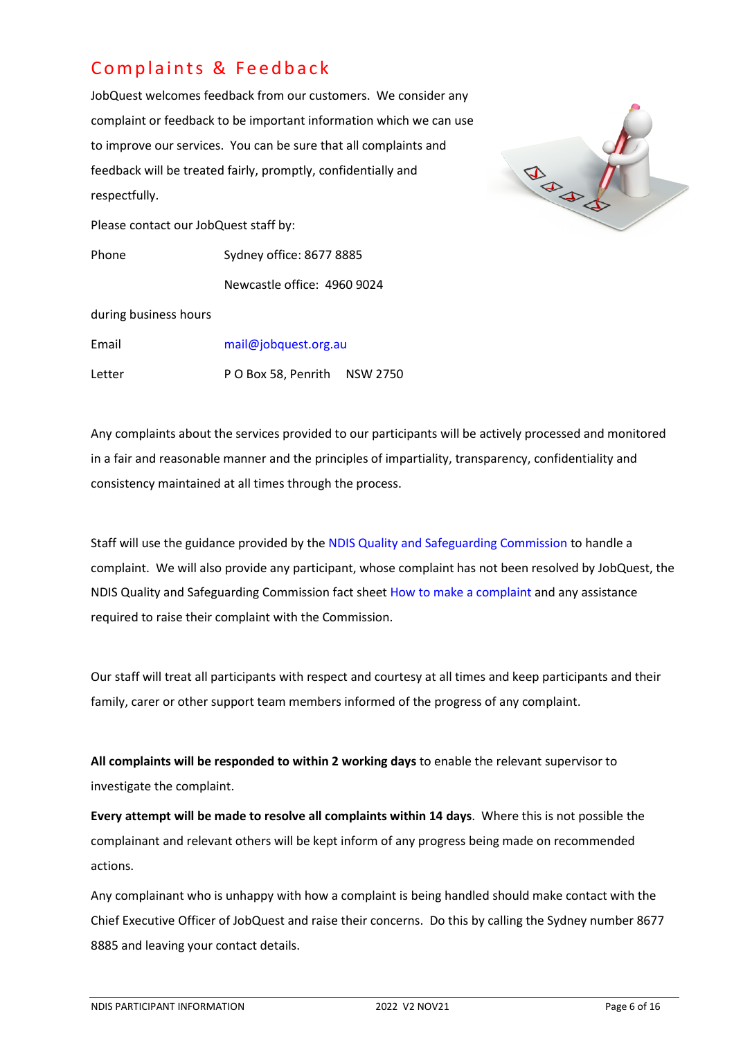# Complaints & Feedback

JobQuest welcomes feedback from our customers. We consider any complaint or feedback to be important information which we can use to improve our services. You can be sure that all complaints and feedback will be treated fairly, promptly, confidentially and respectfully.

Please contact our JobQuest staff by:

| | |
|---|---|
| Phone | Sydney office: 8677 8885 |
| | Newcastle office: 4960 9024 |
| during business hours | |
| Email | mail@jobquest.org.au |
| Letter | P O Box 58, Penrith NSW 2750 |

Any complaints about the services provided to our participants will be actively processed and monitored in a fair and reasonable manner and the principles of impartiality, transparency, confidentiality and consistency maintained at all times through the process.

Staff will use the guidance provided by the NDIS Quality and Safeguarding Commission to handle a complaint. We will also provide any participant, whose complaint has not been resolved by JobQuest, the NDIS Quality and Safeguarding Commission fact sheet How to make a complaint and any assistance required to raise their complaint with the Commission.

Our staff will treat all participants with respect and courtesy at all times and keep participants and their family, carer or other support team members informed of the progress of any complaint.

**All complaints will be responded to within 2 working days** to enable the relevant supervisor to investigate the complaint.

**Every attempt will be made to resolve all complaints within 14 days**. Where this is not possible the complainant and relevant others will be kept inform of any progress being made on recommended actions.

Any complainant who is unhappy with how a complaint is being handled should make contact with the Chief Executive Officer of JobQuest and raise their concerns. Do this by calling the Sydney number 8677 8885 and leaving your contact details.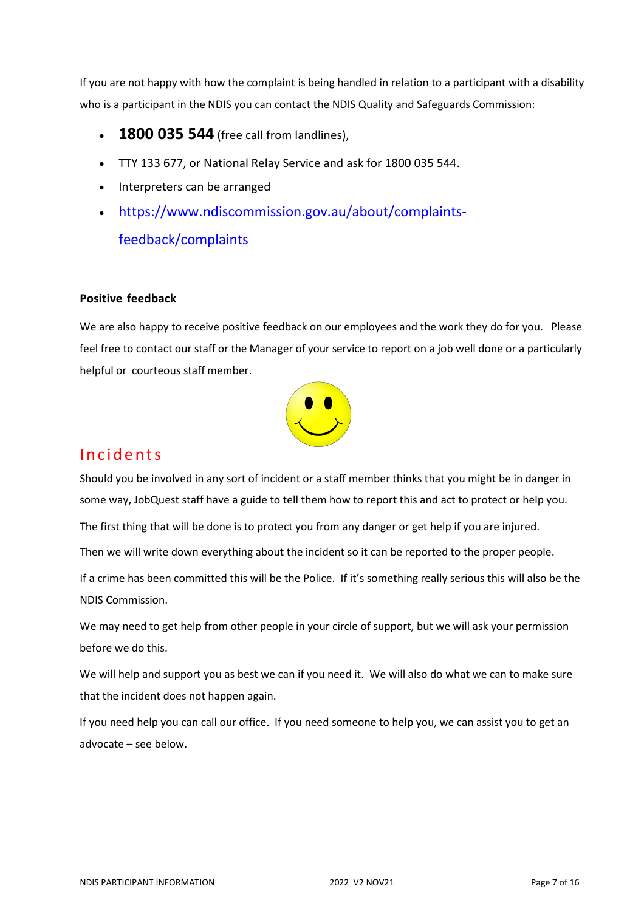If you are not happy with how the complaint is being handled in relation to a participant with a disability who is a participant in the NDIS you can contact the NDIS Quality and Safeguards Commission:

- **1800 035 544** (free call from landlines),
- TTY 133 677, or National Relay Service and ask for 1800 035 544.
- Interpreters can be arranged
- https://www.ndiscommission.gov.au/about/complaints-feedback/complaints

**Positive feedback**

We are also happy to receive positive feedback on our employees and the work they do for you. Please feel free to contact our staff or the Manager of your service to report on a job well done or a particularly helpful or courteous staff member.

## Incidents

Should you be involved in any sort of incident or a staff member thinks that you might be in danger in some way, JobQuest staff have a guide to tell them how to report this and act to protect or help you.

The first thing that will be done is to protect you from any danger or get help if you are injured.

Then we will write down everything about the incident so it can be reported to the proper people.

If a crime has been committed this will be the Police. If it's something really serious this will also be the NDIS Commission.

We may need to get help from other people in your circle of support, but we will ask your permission before we do this.

We will help and support you as best we can if you need it. We will also do what we can to make sure that the incident does not happen again.

If you need help you can call our office. If you need someone to help you, we can assist you to get an advocate – see below.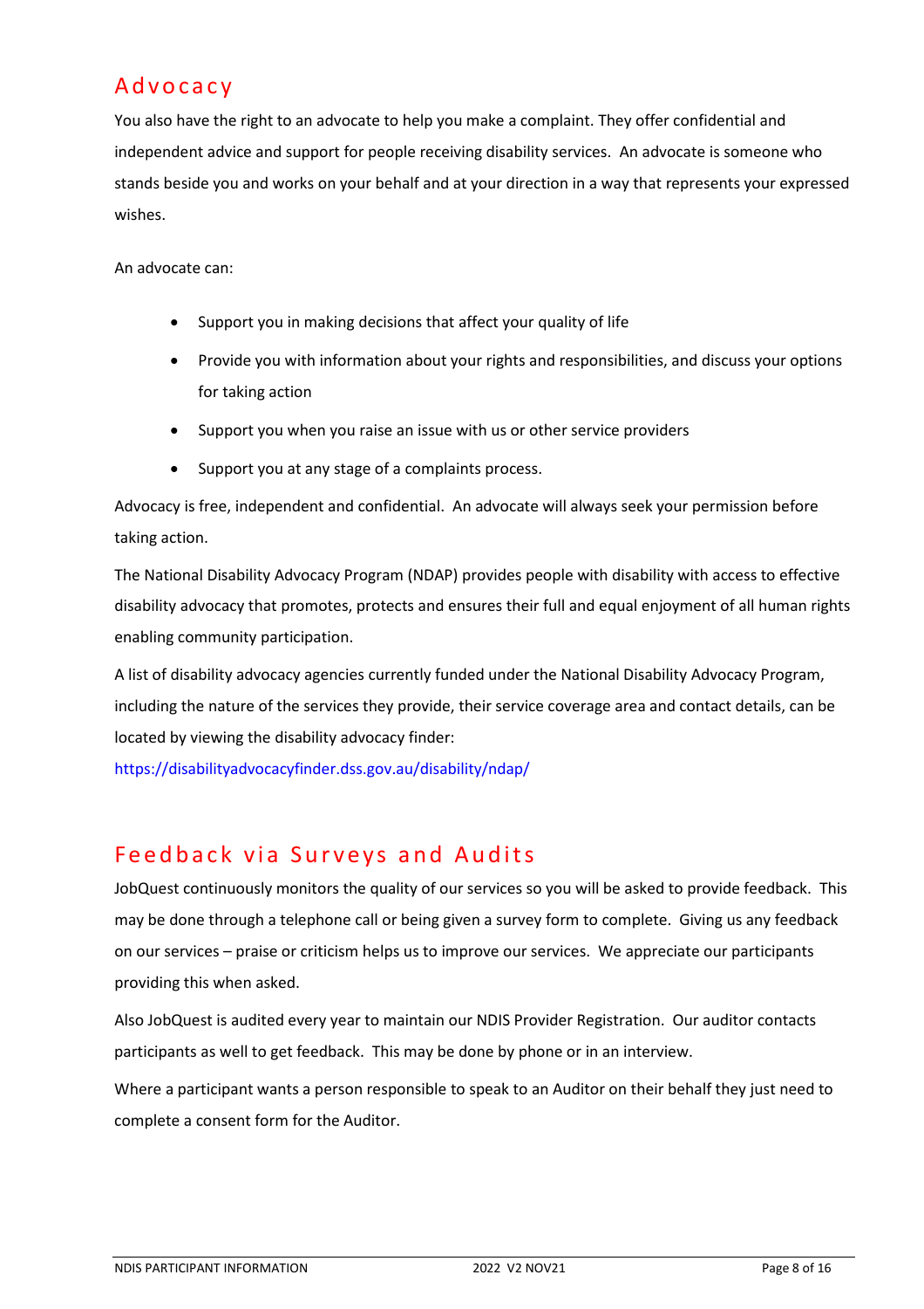## Advocacy

You also have the right to an advocate to help you make a complaint. They offer confidential and independent advice and support for people receiving disability services. An advocate is someone who stands beside you and works on your behalf and at your direction in a way that represents your expressed wishes.

An advocate can:

- Support you in making decisions that affect your quality of life
- Provide you with information about your rights and responsibilities, and discuss your options for taking action
- Support you when you raise an issue with us or other service providers
- Support you at any stage of a complaints process.

Advocacy is free, independent and confidential. An advocate will always seek your permission before taking action.

The National Disability Advocacy Program (NDAP) provides people with disability with access to effective disability advocacy that promotes, protects and ensures their full and equal enjoyment of all human rights enabling community participation.

A list of disability advocacy agencies currently funded under the National Disability Advocacy Program, including the nature of the services they provide, their service coverage area and contact details, can be located by viewing the disability advocacy finder:
https://disabilityadvocacyfinder.dss.gov.au/disability/ndap/

## Feedback via Surveys and Audits

JobQuest continuously monitors the quality of our services so you will be asked to provide feedback. This may be done through a telephone call or being given a survey form to complete. Giving us any feedback on our services – praise or criticism helps us to improve our services. We appreciate our participants providing this when asked.

Also JobQuest is audited every year to maintain our NDIS Provider Registration. Our auditor contacts participants as well to get feedback. This may be done by phone or in an interview.

Where a participant wants a person responsible to speak to an Auditor on their behalf they just need to complete a consent form for the Auditor.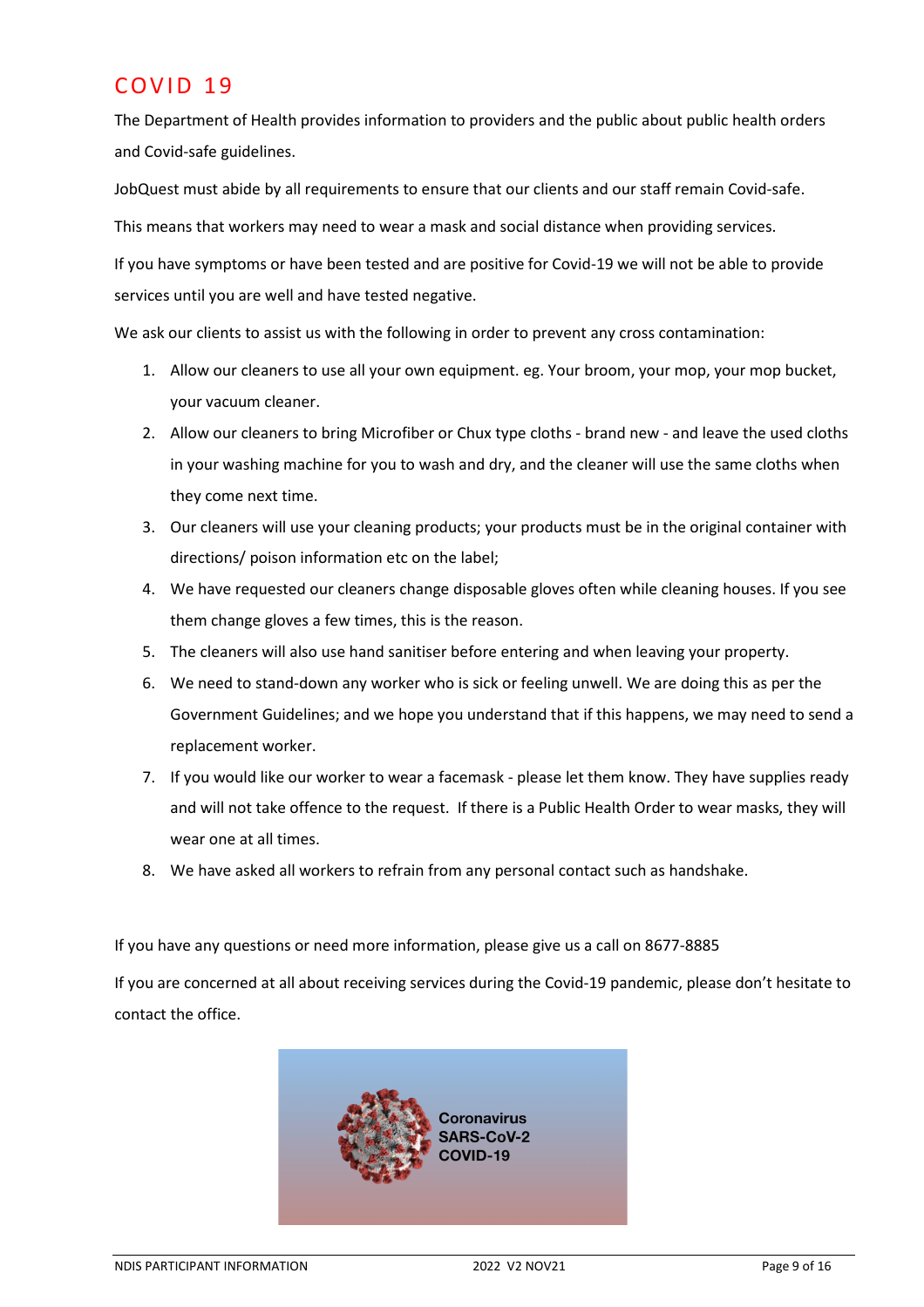# COVID 19

The Department of Health provides information to providers and the public about public health orders and Covid-safe guidelines.

JobQuest must abide by all requirements to ensure that our clients and our staff remain Covid-safe.

This means that workers may need to wear a mask and social distance when providing services.

If you have symptoms or have been tested and are positive for Covid-19 we will not be able to provide services until you are well and have tested negative.

We ask our clients to assist us with the following in order to prevent any cross contamination:

1. Allow our cleaners to use all your own equipment. eg. Your broom, your mop, your mop bucket, your vacuum cleaner.
2. Allow our cleaners to bring Microfiber or Chux type cloths - brand new - and leave the used cloths in your washing machine for you to wash and dry, and the cleaner will use the same cloths when they come next time.
3. Our cleaners will use your cleaning products; your products must be in the original container with directions/ poison information etc on the label;
4. We have requested our cleaners change disposable gloves often while cleaning houses. If you see them change gloves a few times, this is the reason.
5. The cleaners will also use hand sanitiser before entering and when leaving your property.
6. We need to stand-down any worker who is sick or feeling unwell. We are doing this as per the Government Guidelines; and we hope you understand that if this happens, we may need to send a replacement worker.
7. If you would like our worker to wear a facemask - please let them know. They have supplies ready and will not take offence to the request. If there is a Public Health Order to wear masks, they will wear one at all times.
8. We have asked all workers to refrain from any personal contact such as handshake.

If you have any questions or need more information, please give us a call on 8677-8885

If you are concerned at all about receiving services during the Covid-19 pandemic, please don't hesitate to contact the office.

Coronavirus
SARS-CoV-2
COVID-19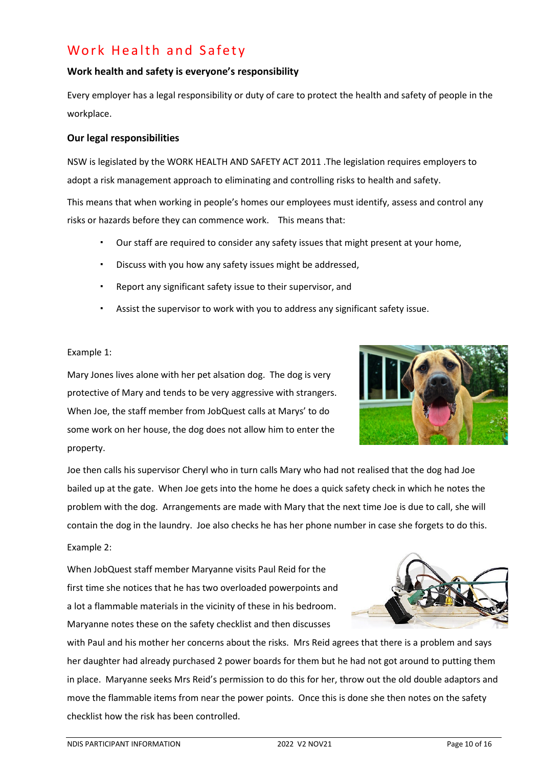# Work Health and Safety

**Work health and safety is everyone's responsibility**

Every employer has a legal responsibility or duty of care to protect the health and safety of people in the workplace.

**Our legal responsibilities**

NSW is legislated by the WORK HEALTH AND SAFETY ACT 2011 .The legislation requires employers to adopt a risk management approach to eliminating and controlling risks to health and safety.

This means that when working in people's homes our employees must identify, assess and control any risks or hazards before they can commence work. This means that:

- Our staff are required to consider any safety issues that might present at your home,
- Discuss with you how any safety issues might be addressed,
- Report any significant safety issue to their supervisor, and
- Assist the supervisor to work with you to address any significant safety issue.

Example 1:

Mary Jones lives alone with her pet alsation dog. The dog is very protective of Mary and tends to be very aggressive with strangers. When Joe, the staff member from JobQuest calls at Marys' to do some work on her house, the dog does not allow him to enter the property.

Joe then calls his supervisor Cheryl who in turn calls Mary who had not realised that the dog had Joe bailed up at the gate. When Joe gets into the home he does a quick safety check in which he notes the problem with the dog. Arrangements are made with Mary that the next time Joe is due to call, she will contain the dog in the laundry. Joe also checks he has her phone number in case she forgets to do this.

Example 2:

When JobQuest staff member Maryanne visits Paul Reid for the first time she notices that he has two overloaded powerpoints and a lot a flammable materials in the vicinity of these in his bedroom. Maryanne notes these on the safety checklist and then discusses with Paul and his mother her concerns about the risks. Mrs Reid agrees that there is a problem and says her daughter had already purchased 2 power boards for them but he had not got around to putting them in place. Maryanne seeks Mrs Reid's permission to do this for her, throw out the old double adaptors and move the flammable items from near the power points. Once this is done she then notes on the safety checklist how the risk has been controlled.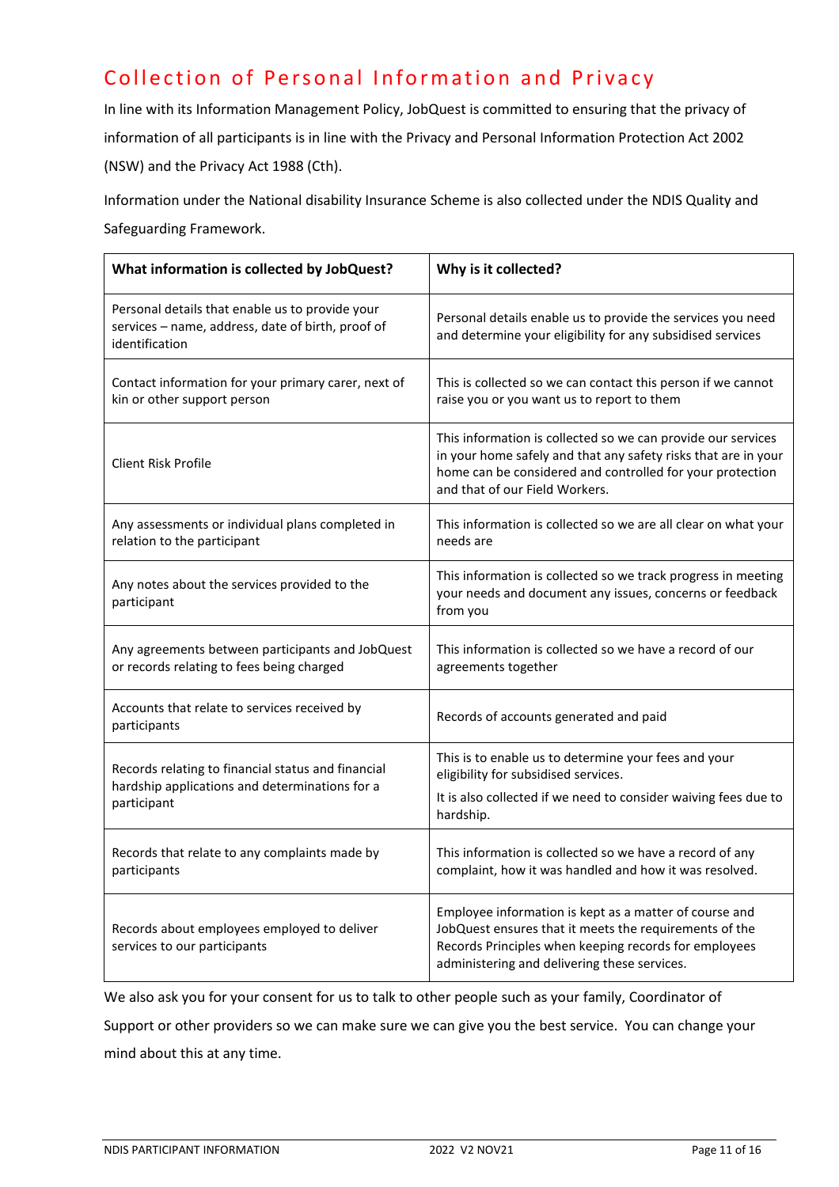# Collection of Personal Information and Privacy

In line with its Information Management Policy, JobQuest is committed to ensuring that the privacy of information of all participants is in line with the Privacy and Personal Information Protection Act 2002 (NSW) and the Privacy Act 1988 (Cth).

Information under the National disability Insurance Scheme is also collected under the NDIS Quality and Safeguarding Framework.

| What information is collected by JobQuest? | Why is it collected? |
|---|---|
| Personal details that enable us to provide your services – name, address, date of birth, proof of identification | Personal details enable us to provide the services you need and determine your eligibility for any subsidised services |
| Contact information for your primary carer, next of kin or other support person | This is collected so we can contact this person if we cannot raise you or you want us to report to them |
| Client Risk Profile | This information is collected so we can provide our services in your home safely and that any safety risks that are in your home can be considered and controlled for your protection and that of our Field Workers. |
| Any assessments or individual plans completed in relation to the participant | This information is collected so we are all clear on what your needs are |
| Any notes about the services provided to the participant | This information is collected so we track progress in meeting your needs and document any issues, concerns or feedback from you |
| Any agreements between participants and JobQuest or records relating to fees being charged | This information is collected so we have a record of our agreements together |
| Accounts that relate to services received by participants | Records of accounts generated and paid |
| Records relating to financial status and financial hardship applications and determinations for a participant | This is to enable us to determine your fees and your eligibility for subsidised services.<br>It is also collected if we need to consider waiving fees due to hardship. |
| Records that relate to any complaints made by participants | This information is collected so we have a record of any complaint, how it was handled and how it was resolved. |
| Records about employees employed to deliver services to our participants | Employee information is kept as a matter of course and JobQuest ensures that it meets the requirements of the Records Principles when keeping records for employees administering and delivering these services. |

We also ask you for your consent for us to talk to other people such as your family, Coordinator of Support or other providers so we can make sure we can give you the best service. You can change your mind about this at any time.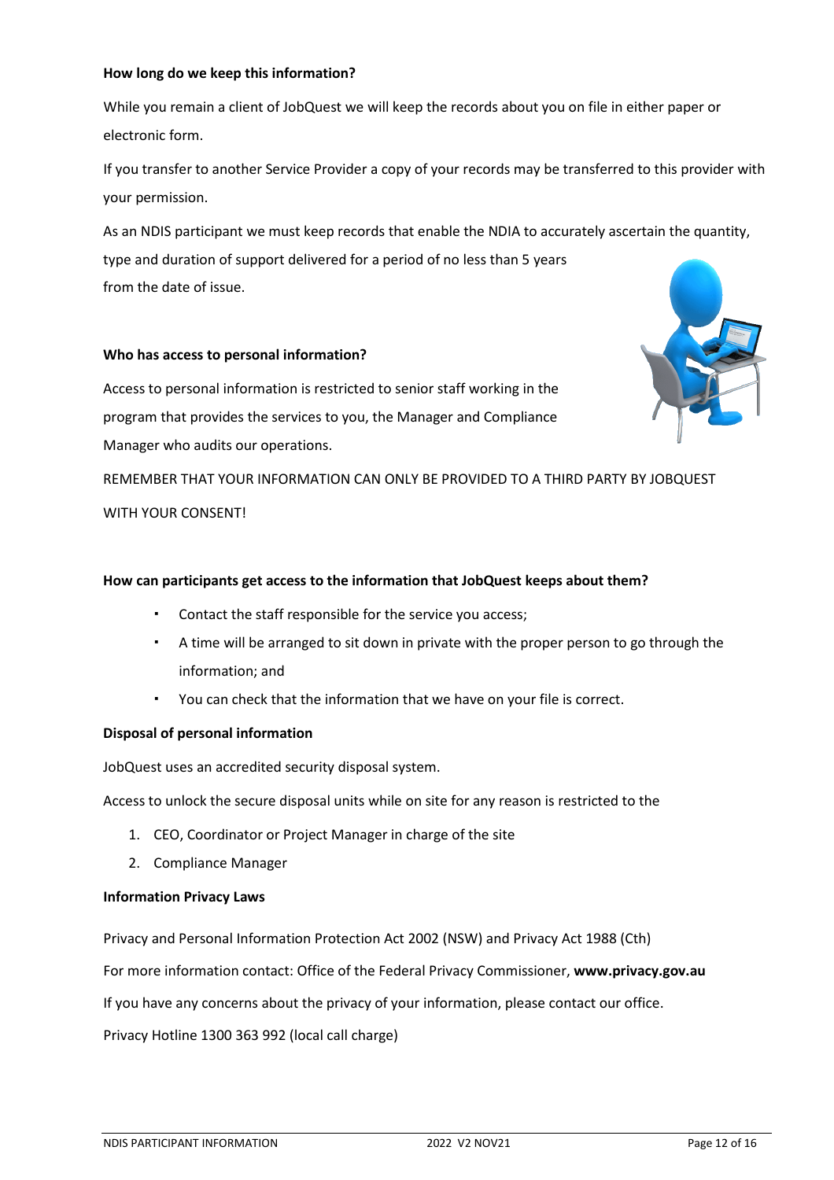**How long do we keep this information?**

While you remain a client of JobQuest we will keep the records about you on file in either paper or electronic form.

If you transfer to another Service Provider a copy of your records may be transferred to this provider with your permission.

As an NDIS participant we must keep records that enable the NDIA to accurately ascertain the quantity, type and duration of support delivered for a period of no less than 5 years from the date of issue.

**Who has access to personal information?**

Access to personal information is restricted to senior staff working in the program that provides the services to you, the Manager and Compliance Manager who audits our operations.

REMEMBER THAT YOUR INFORMATION CAN ONLY BE PROVIDED TO A THIRD PARTY BY JOBQUEST WITH YOUR CONSENT!

**How can participants get access to the information that JobQuest keeps about them?**

- Contact the staff responsible for the service you access;
- A time will be arranged to sit down in private with the proper person to go through the information; and
- You can check that the information that we have on your file is correct.

**Disposal of personal information**

JobQuest uses an accredited security disposal system.

Access to unlock the secure disposal units while on site for any reason is restricted to the

1. CEO, Coordinator or Project Manager in charge of the site
2. Compliance Manager

**Information Privacy Laws**

Privacy and Personal Information Protection Act 2002 (NSW) and Privacy Act 1988 (Cth)

For more information contact: Office of the Federal Privacy Commissioner, **www.privacy.gov.au**

If you have any concerns about the privacy of your information, please contact our office.

Privacy Hotline 1300 363 992 (local call charge)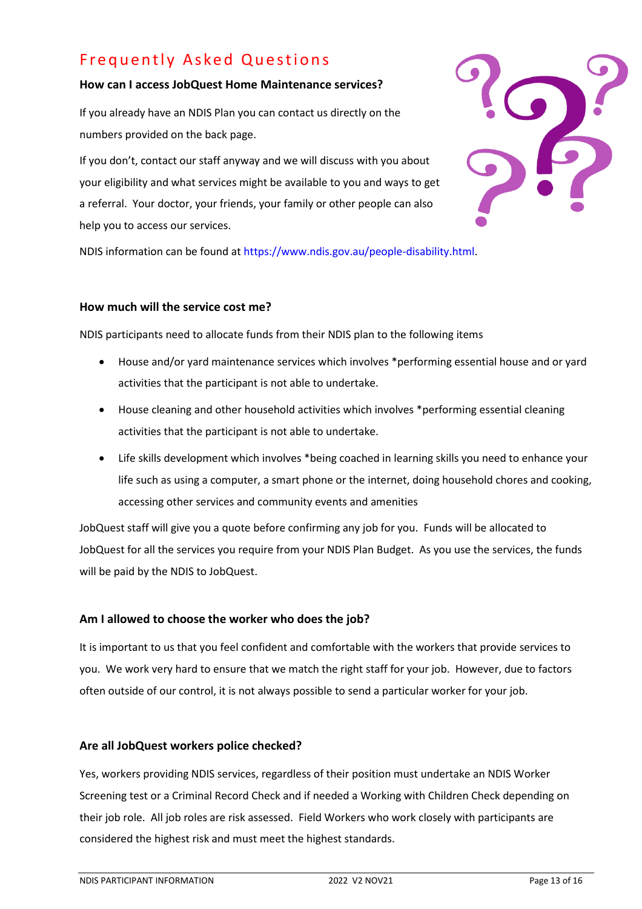# Frequently Asked Questions

### How can I access JobQuest Home Maintenance services?

If you already have an NDIS Plan you can contact us directly on the numbers provided on the back page.

If you don't, contact our staff anyway and we will discuss with you about your eligibility and what services might be available to you and ways to get a referral. Your doctor, your friends, your family or other people can also help you to access our services.

NDIS information can be found at https://www.ndis.gov.au/people-disability.html.

### How much will the service cost me?

NDIS participants need to allocate funds from their NDIS plan to the following items

- House and/or yard maintenance services which involves *performing essential house and or yard activities that the participant is not able to undertake.
- House cleaning and other household activities which involves *performing essential cleaning activities that the participant is not able to undertake.
- Life skills development which involves *being coached in learning skills you need to enhance your life such as using a computer, a smart phone or the internet, doing household chores and cooking, accessing other services and community events and amenities

JobQuest staff will give you a quote before confirming any job for you. Funds will be allocated to JobQuest for all the services you require from your NDIS Plan Budget. As you use the services, the funds will be paid by the NDIS to JobQuest.

### Am I allowed to choose the worker who does the job?

It is important to us that you feel confident and comfortable with the workers that provide services to you. We work very hard to ensure that we match the right staff for your job. However, due to factors often outside of our control, it is not always possible to send a particular worker for your job.

### Are all JobQuest workers police checked?

Yes, workers providing NDIS services, regardless of their position must undertake an NDIS Worker Screening test or a Criminal Record Check and if needed a Working with Children Check depending on their job role. All job roles are risk assessed. Field Workers who work closely with participants are considered the highest risk and must meet the highest standards.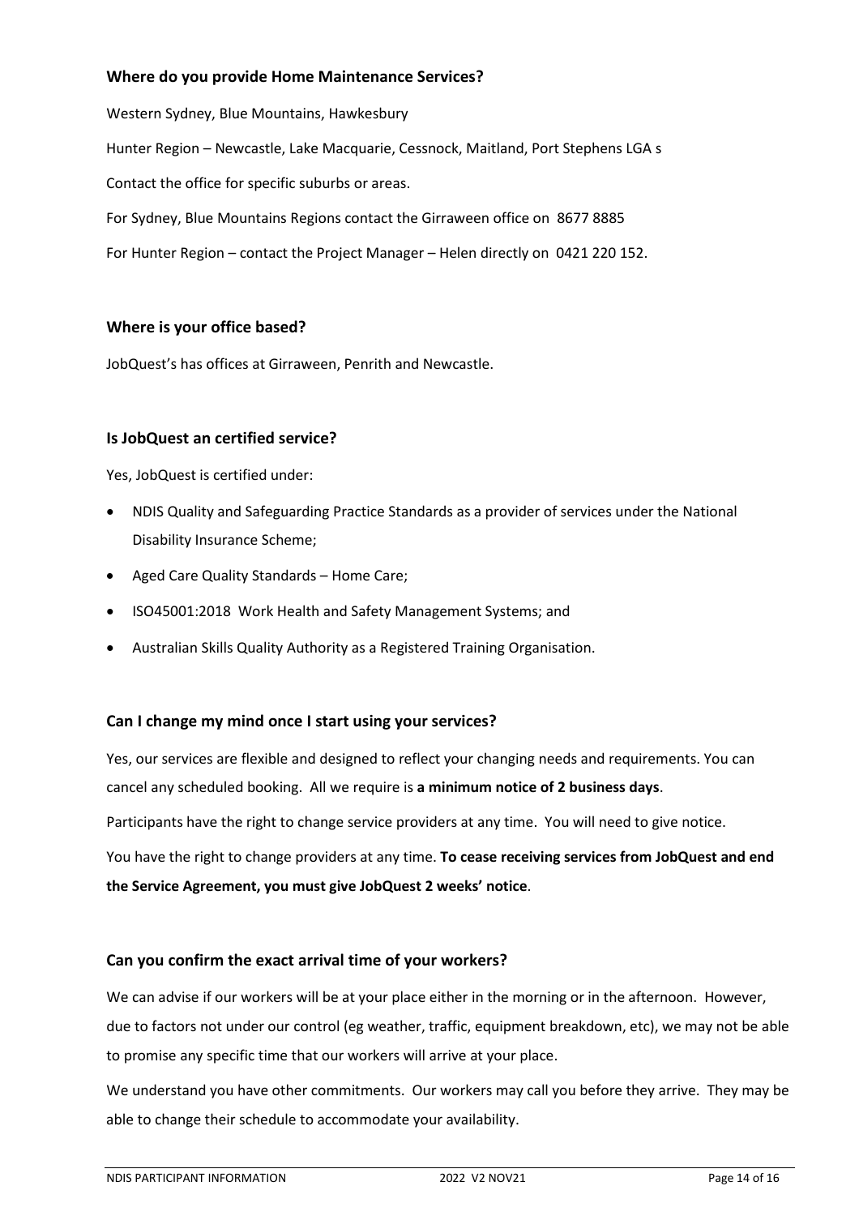### Where do you provide Home Maintenance Services?

Western Sydney, Blue Mountains, Hawkesbury

Hunter Region – Newcastle, Lake Macquarie, Cessnock, Maitland, Port Stephens LGA s

Contact the office for specific suburbs or areas.

For Sydney, Blue Mountains Regions contact the Girraween office on 8677 8885

For Hunter Region – contact the Project Manager – Helen directly on 0421 220 152.

### Where is your office based?

JobQuest's has offices at Girraween, Penrith and Newcastle.

### Is JobQuest an certified service?

Yes, JobQuest is certified under:

- NDIS Quality and Safeguarding Practice Standards as a provider of services under the National Disability Insurance Scheme;
- Aged Care Quality Standards – Home Care;
- ISO45001:2018 Work Health and Safety Management Systems; and
- Australian Skills Quality Authority as a Registered Training Organisation.

### Can I change my mind once I start using your services?

Yes, our services are flexible and designed to reflect your changing needs and requirements. You can cancel any scheduled booking. All we require is **a minimum notice of 2 business days**.

Participants have the right to change service providers at any time. You will need to give notice.

You have the right to change providers at any time. **To cease receiving services from JobQuest and end the Service Agreement, you must give JobQuest 2 weeks' notice**.

### Can you confirm the exact arrival time of your workers?

We can advise if our workers will be at your place either in the morning or in the afternoon. However, due to factors not under our control (eg weather, traffic, equipment breakdown, etc), we may not be able to promise any specific time that our workers will arrive at your place.

We understand you have other commitments. Our workers may call you before they arrive. They may be able to change their schedule to accommodate your availability.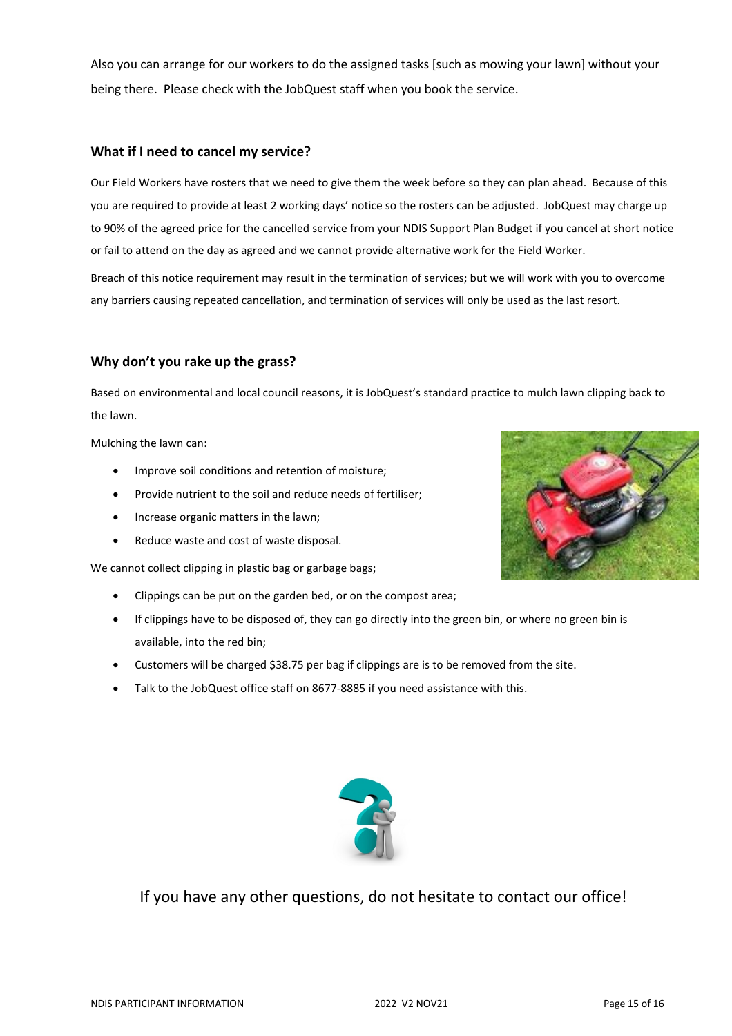Also you can arrange for our workers to do the assigned tasks [such as mowing your lawn] without your being there. Please check with the JobQuest staff when you book the service.

### What if I need to cancel my service?

Our Field Workers have rosters that we need to give them the week before so they can plan ahead. Because of this you are required to provide at least 2 working days' notice so the rosters can be adjusted. JobQuest may charge up to 90% of the agreed price for the cancelled service from your NDIS Support Plan Budget if you cancel at short notice or fail to attend on the day as agreed and we cannot provide alternative work for the Field Worker.

Breach of this notice requirement may result in the termination of services; but we will work with you to overcome any barriers causing repeated cancellation, and termination of services will only be used as the last resort.

### Why don't you rake up the grass?

Based on environmental and local council reasons, it is JobQuest's standard practice to mulch lawn clipping back to the lawn.

Mulching the lawn can:

- Improve soil conditions and retention of moisture;
- Provide nutrient to the soil and reduce needs of fertiliser;
- Increase organic matters in the lawn;
- Reduce waste and cost of waste disposal.

We cannot collect clipping in plastic bag or garbage bags;

- Clippings can be put on the garden bed, or on the compost area;
- If clippings have to be disposed of, they can go directly into the green bin, or where no green bin is available, into the red bin;
- Customers will be charged $38.75 per bag if clippings are is to be removed from the site.
- Talk to the JobQuest office staff on 8677-8885 if you need assistance with this.

If you have any other questions, do not hesitate to contact our office!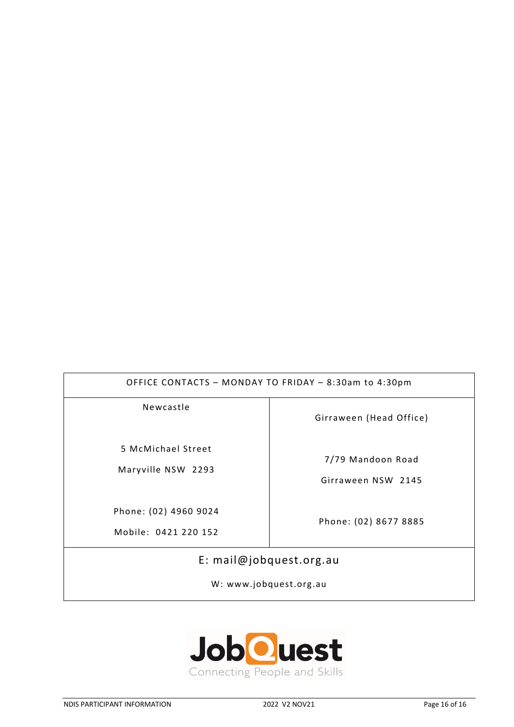| OFFICE CONTACTS – MONDAY TO FRIDAY – 8:30am to 4:30pm | |
|---|---|
| Newcastle<br><br>5 McMichael Street<br>Maryville NSW 2293<br><br>Phone: (02) 4960 9024<br>Mobile: 0421 220 152 | Girraween (Head Office)<br><br>7/79 Mandoon Road<br>Girraween NSW 2145<br><br>Phone: (02) 8677 8885 |
| E: mail@jobquest.org.au<br>W: www.jobquest.org.au | |

JobQuest

Connecting People and Skills